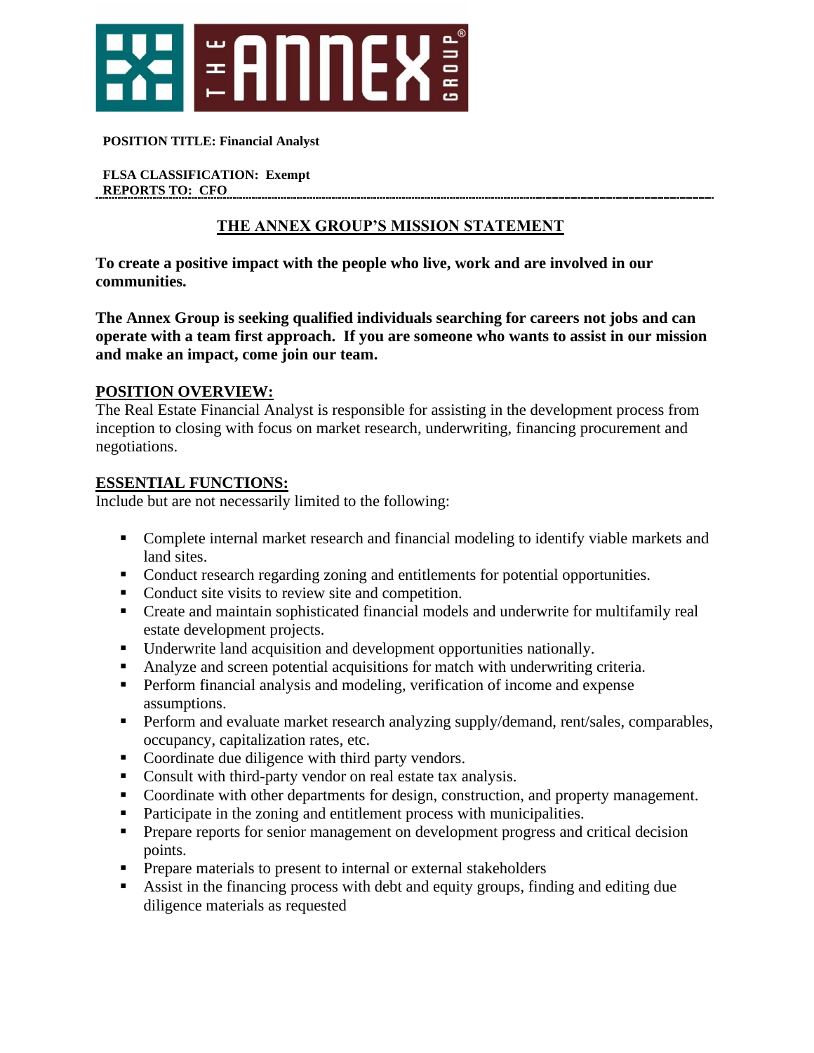**POSITION TITLE: Financial Analyst**

**FLSA CLASSIFICATION: Exempt**
**REPORTS TO: CFO**

---

## THE ANNEX GROUP'S MISSION STATEMENT

**To create a positive impact with the people who live, work and are involved in our communities.**

**The Annex Group is seeking qualified individuals searching for careers not jobs and can operate with a team first approach. If you are someone who wants to assist in our mission and make an impact, come join our team.**

## POSITION OVERVIEW:

The Real Estate Financial Analyst is responsible for assisting in the development process from inception to closing with focus on market research, underwriting, financing procurement and negotiations.

## ESSENTIAL FUNCTIONS:

Include but are not necessarily limited to the following:

- Complete internal market research and financial modeling to identify viable markets and land sites.
- Conduct research regarding zoning and entitlements for potential opportunities.
- Conduct site visits to review site and competition.
- Create and maintain sophisticated financial models and underwrite for multifamily real estate development projects.
- Underwrite land acquisition and development opportunities nationally.
- Analyze and screen potential acquisitions for match with underwriting criteria.
- Perform financial analysis and modeling, verification of income and expense assumptions.
- Perform and evaluate market research analyzing supply/demand, rent/sales, comparables, occupancy, capitalization rates, etc.
- Coordinate due diligence with third party vendors.
- Consult with third-party vendor on real estate tax analysis.
- Coordinate with other departments for design, construction, and property management.
- Participate in the zoning and entitlement process with municipalities.
- Prepare reports for senior management on development progress and critical decision points.
- Prepare materials to present to internal or external stakeholders
- Assist in the financing process with debt and equity groups, finding and editing due diligence materials as requested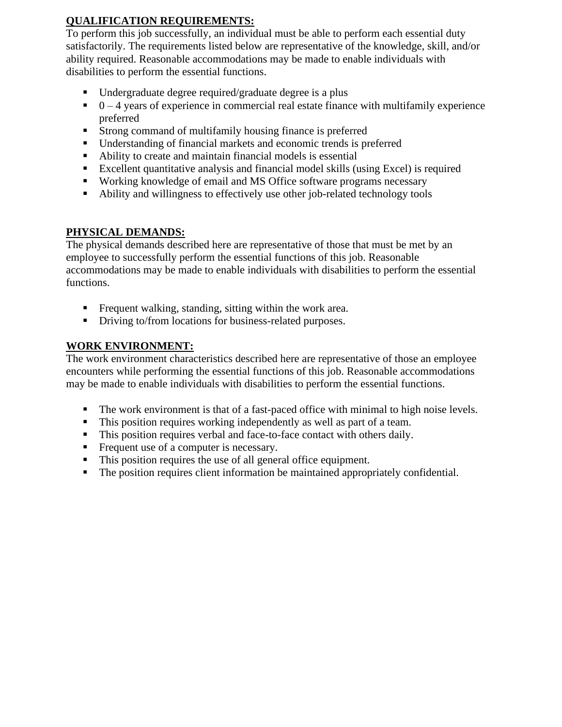**QUALIFICATION REQUIREMENTS:**

To perform this job successfully, an individual must be able to perform each essential duty satisfactorily. The requirements listed below are representative of the knowledge, skill, and/or ability required. Reasonable accommodations may be made to enable individuals with disabilities to perform the essential functions.

- Undergraduate degree required/graduate degree is a plus
- 0 – 4 years of experience in commercial real estate finance with multifamily experience preferred
- Strong command of multifamily housing finance is preferred
- Understanding of financial markets and economic trends is preferred
- Ability to create and maintain financial models is essential
- Excellent quantitative analysis and financial model skills (using Excel) is required
- Working knowledge of email and MS Office software programs necessary
- Ability and willingness to effectively use other job-related technology tools

**PHYSICAL DEMANDS:**

The physical demands described here are representative of those that must be met by an employee to successfully perform the essential functions of this job. Reasonable accommodations may be made to enable individuals with disabilities to perform the essential functions.

- Frequent walking, standing, sitting within the work area.
- Driving to/from locations for business-related purposes.

**WORK ENVIRONMENT:**

The work environment characteristics described here are representative of those an employee encounters while performing the essential functions of this job. Reasonable accommodations may be made to enable individuals with disabilities to perform the essential functions.

- The work environment is that of a fast-paced office with minimal to high noise levels.
- This position requires working independently as well as part of a team.
- This position requires verbal and face-to-face contact with others daily.
- Frequent use of a computer is necessary.
- This position requires the use of all general office equipment.
- The position requires client information be maintained appropriately confidential.